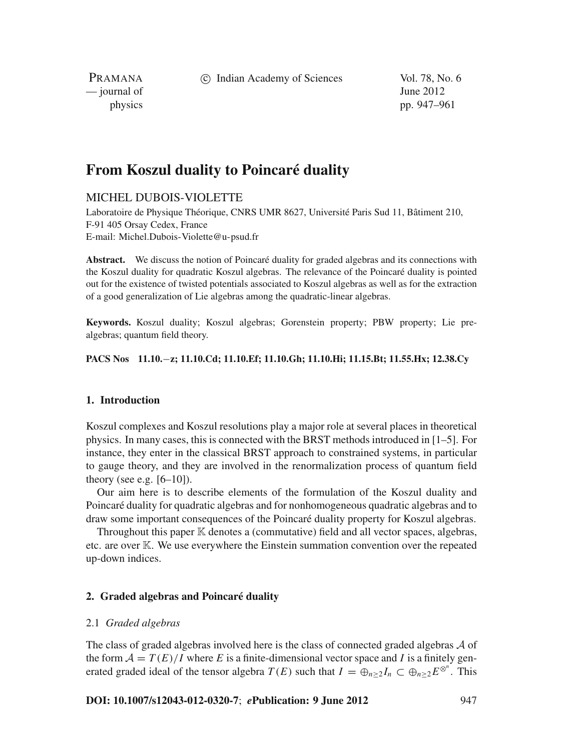# From Koszul duality to Poincaré duality

MICHEL DUBOIS-VIOLETTE

Laboratoire de Physique Théorique, CNRS UMR 8627, Université Paris Sud 11, Bâtiment 210, F-91 405 Orsay Cedex, France
E-mail: Michel.Dubois-Violette@u-psud.fr

**Abstract.** We discuss the notion of Poincaré duality for graded algebras and its connections with the Koszul duality for quadratic Koszul algebras. The relevance of the Poincaré duality is pointed out for the existence of twisted potentials associated to Koszul algebras as well as for the extraction of a good generalization of Lie algebras among the quadratic-linear algebras.

**Keywords.** Koszul duality; Koszul algebras; Gorenstein property; PBW property; Lie prealgebras; quantum field theory.

**PACS Nos 11.10.−z; 11.10.Cd; 11.10.Ef; 11.10.Gh; 11.10.Hi; 11.15.Bt; 11.55.Hx; 12.38.Cy**

## 1. Introduction

Koszul complexes and Koszul resolutions play a major role at several places in theoretical physics. In many cases, this is connected with the BRST methods introduced in [1–5]. For instance, they enter in the classical BRST approach to constrained systems, in particular to gauge theory, and they are involved in the renormalization process of quantum field theory (see e.g. [6–10]).

Our aim here is to describe elements of the formulation of the Koszul duality and Poincaré duality for quadratic algebras and for nonhomogeneous quadratic algebras and to draw some important consequences of the Poincaré duality property for Koszul algebras.

Throughout this paper $\mathbb{K}$ denotes a (commutative) field and all vector spaces, algebras, etc. are over $\mathbb{K}$. We use everywhere the Einstein summation convention over the repeated up-down indices.

## 2. Graded algebras and Poincaré duality

### 2.1 *Graded algebras*

The class of graded algebras involved here is the class of connected graded algebras $\mathcal{A}$ of the form $\mathcal{A} = T(E)/I$ where $E$ is a finite-dimensional vector space and $I$ is a finitely generated graded ideal of the tensor algebra $T(E)$ such that $I = \oplus_{n\geq 2} I_n \subset \oplus_{n\geq 2} E^{\otimes^n}$. This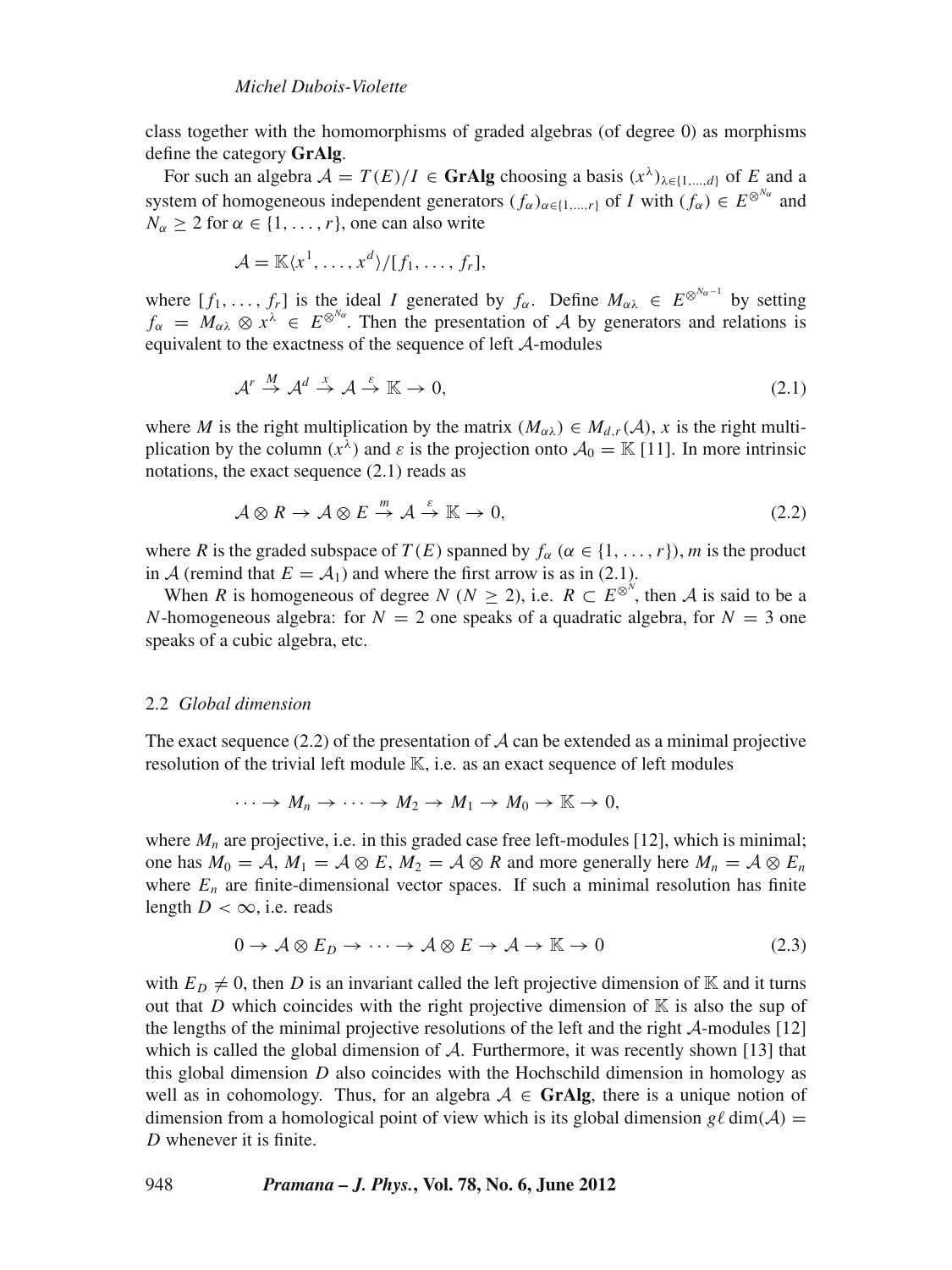class together with the homomorphisms of graded algebras (of degree 0) as morphisms define the category **GrAlg**.

For such an algebra $\mathcal{A} = T(E)/I \in$ **GrAlg** choosing a basis $(x^\lambda)_{\lambda\in\{1,\dots,d\}}$ of $E$ and a system of homogeneous independent generators $(f_\alpha)_{\alpha\in\{1,\dots,r\}}$ of $I$ with $(f_\alpha) \in E^{\otimes^{N_\alpha}}$ and $N_\alpha \geq 2$ for $\alpha \in \{1,\dots,r\}$, one can also write

$$\mathcal{A} = \mathbb{K}\langle x^1,\dots,x^d\rangle/[f_1,\dots,f_r],$$

where $[f_1,\dots,f_r]$ is the ideal $I$ generated by $f_\alpha$. Define $M_{\alpha\lambda} \in E^{\otimes^{N_\alpha-1}}$ by setting $f_\alpha = M_{\alpha\lambda} \otimes x^\lambda \in E^{\otimes^{N_\alpha}}$. Then the presentation of $\mathcal{A}$ by generators and relations is equivalent to the exactness of the sequence of left $\mathcal{A}$-modules

$$\mathcal{A}^r \xrightarrow{M} \mathcal{A}^d \xrightarrow{x} \mathcal{A} \xrightarrow{\varepsilon} \mathbb{K} \to 0, \tag{2.1}$$

where $M$ is the right multiplication by the matrix $(M_{\alpha\lambda}) \in M_{d,r}(\mathcal{A})$, $x$ is the right multiplication by the column $(x^\lambda)$ and $\varepsilon$ is the projection onto $\mathcal{A}_0 = \mathbb{K}$ [11]. In more intrinsic notations, the exact sequence (2.1) reads as

$$\mathcal{A} \otimes R \to \mathcal{A} \otimes E \xrightarrow{m} \mathcal{A} \xrightarrow{\varepsilon} \mathbb{K} \to 0, \tag{2.2}$$

where $R$ is the graded subspace of $T(E)$ spanned by $f_\alpha$ ($\alpha \in \{1,\dots,r\}$), $m$ is the product in $\mathcal{A}$ (remind that $E = \mathcal{A}_1$) and where the first arrow is as in (2.1).

When $R$ is homogeneous of degree $N$ ($N \geq 2$), i.e. $R \subset E^{\otimes^N}$, then $\mathcal{A}$ is said to be a $N$-homogeneous algebra: for $N = 2$ one speaks of a quadratic algebra, for $N = 3$ one speaks of a cubic algebra, etc.

### 2.2 *Global dimension*

The exact sequence (2.2) of the presentation of $\mathcal{A}$ can be extended as a minimal projective resolution of the trivial left module $\mathbb{K}$, i.e. as an exact sequence of left modules

$$\cdots \to M_n \to \cdots \to M_2 \to M_1 \to M_0 \to \mathbb{K} \to 0,$$

where $M_n$ are projective, i.e. in this graded case free left-modules [12], which is minimal; one has $M_0 = \mathcal{A}$, $M_1 = \mathcal{A} \otimes E$, $M_2 = \mathcal{A} \otimes R$ and more generally here $M_n = \mathcal{A} \otimes E_n$ where $E_n$ are finite-dimensional vector spaces. If such a minimal resolution has finite length $D < \infty$, i.e. reads

$$0 \to \mathcal{A} \otimes E_D \to \cdots \to \mathcal{A} \otimes E \to \mathcal{A} \to \mathbb{K} \to 0 \tag{2.3}$$

with $E_D \neq 0$, then $D$ is an invariant called the left projective dimension of $\mathbb{K}$ and it turns out that $D$ which coincides with the right projective dimension of $\mathbb{K}$ is also the sup of the lengths of the minimal projective resolutions of the left and the right $\mathcal{A}$-modules [12] which is called the global dimension of $\mathcal{A}$. Furthermore, it was recently shown [13] that this global dimension $D$ also coincides with the Hochschild dimension in homology as well as in cohomology. Thus, for an algebra $\mathcal{A} \in$ **GrAlg**, there is a unique notion of dimension from a homological point of view which is its global dimension $g\ell\dim(\mathcal{A}) = D$ whenever it is finite.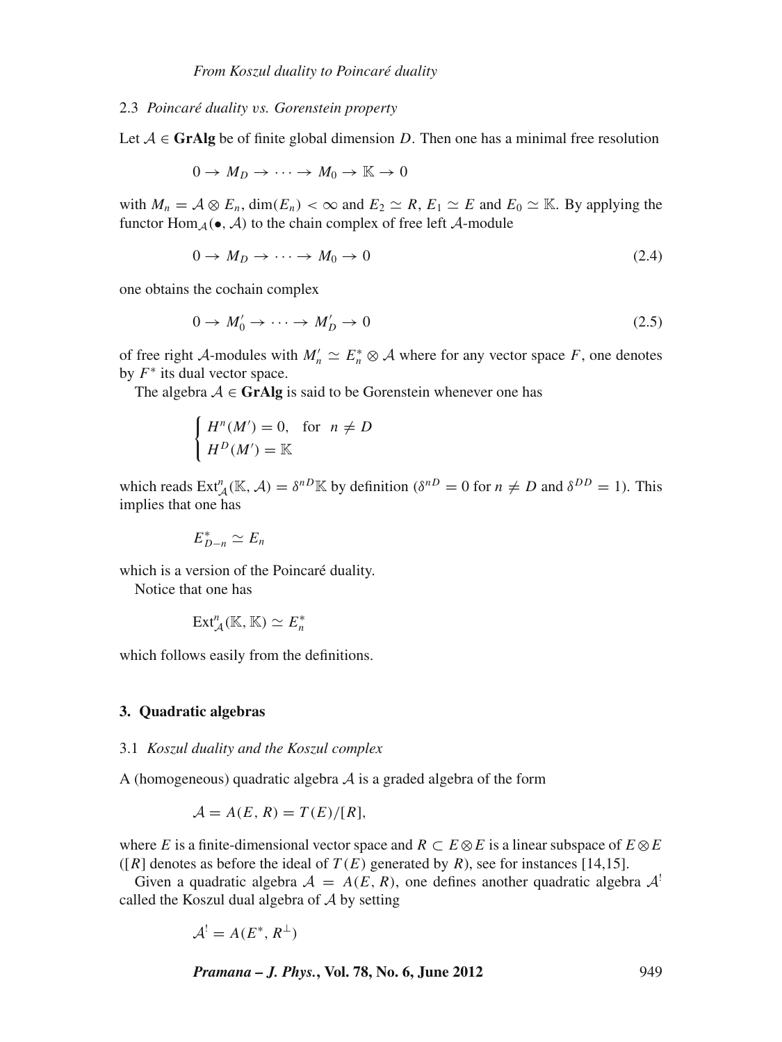### 2.3 *Poincaré duality vs. Gorenstein property*

Let $\mathcal{A} \in \mathbf{GrAlg}$ be of finite global dimension $D$. Then one has a minimal free resolution

$$0 \to M_D \to \cdots \to M_0 \to \mathbb{K} \to 0$$

with $M_n = \mathcal{A} \otimes E_n$, $\dim(E_n) < \infty$ and $E_2 \simeq R$, $E_1 \simeq E$ and $E_0 \simeq \mathbb{K}$. By applying the functor $\mathrm{Hom}_{\mathcal{A}}(\bullet, \mathcal{A})$ to the chain complex of free left $\mathcal{A}$-module

$$0 \to M_D \to \cdots \to M_0 \to 0 \tag{2.4}$$

one obtains the cochain complex

$$0 \to M'_0 \to \cdots \to M'_D \to 0 \tag{2.5}$$

of free right $\mathcal{A}$-modules with $M'_n \simeq E_n^* \otimes \mathcal{A}$ where for any vector space $F$, one denotes by $F^*$ its dual vector space.

The algebra $\mathcal{A} \in \mathbf{GrAlg}$ is said to be Gorenstein whenever one has

$$\begin{cases} H^n(M') = 0, & \text{for } n \neq D \\ H^D(M') = \mathbb{K} \end{cases}$$

which reads $\mathrm{Ext}^n_{\mathcal{A}}(\mathbb{K}, \mathcal{A}) = \delta^{nD}\mathbb{K}$ by definition ($\delta^{nD} = 0$ for $n \neq D$ and $\delta^{DD} = 1$). This implies that one has

$$E^*_{D-n} \simeq E_n$$

which is a version of the Poincaré duality.

Notice that one has

$$\mathrm{Ext}^n_{\mathcal{A}}(\mathbb{K}, \mathbb{K}) \simeq E^*_n$$

which follows easily from the definitions.

## 3. Quadratic algebras

### 3.1 *Koszul duality and the Koszul complex*

A (homogeneous) quadratic algebra $\mathcal{A}$ is a graded algebra of the form

$$\mathcal{A} = A(E, R) = T(E)/[R],$$

where $E$ is a finite-dimensional vector space and $R \subset E \otimes E$ is a linear subspace of $E \otimes E$ ($[R]$ denotes as before the ideal of $T(E)$ generated by $R$), see for instances [14,15].

Given a quadratic algebra $\mathcal{A} = A(E, R)$, one defines another quadratic algebra $\mathcal{A}^!$ called the Koszul dual algebra of $\mathcal{A}$ by setting

$$\mathcal{A}^! = A(E^*, R^\perp)$$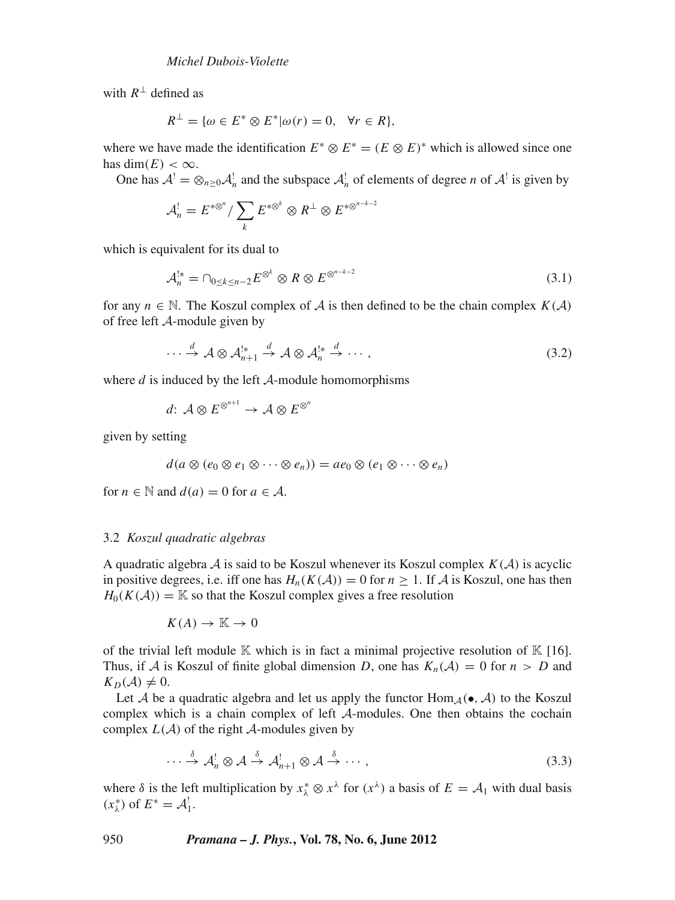with $R^{\perp}$ defined as

$$R^{\perp} = \{\omega \in E^* \otimes E^* | \omega(r) = 0, \quad \forall r \in R\},$$

where we have made the identification $E^* \otimes E^* = (E \otimes E)^*$ which is allowed since one has $\dim(E) < \infty$.

One has $\mathcal{A}^! = \otimes_{n \geq 0} \mathcal{A}^!_n$ and the subspace $\mathcal{A}^!_n$ of elements of degree $n$ of $\mathcal{A}^!$ is given by

$$\mathcal{A}^!_n = E^{*\otimes^n} / \sum_k E^{*\otimes^k} \otimes R^{\perp} \otimes E^{*\otimes^{n-k-2}}$$

which is equivalent for its dual to

$$\mathcal{A}^{!*}_n = \cap_{0 \leq k \leq n-2} E^{\otimes^k} \otimes R \otimes E^{\otimes^{n-k-2}} \tag{3.1}$$

for any $n \in \mathbb{N}$. The Koszul complex of $\mathcal{A}$ is then defined to be the chain complex $K(\mathcal{A})$ of free left $\mathcal{A}$-module given by

$$\cdots \xrightarrow{d} \mathcal{A} \otimes \mathcal{A}^{!*}_{n+1} \xrightarrow{d} \mathcal{A} \otimes \mathcal{A}^{!*}_n \xrightarrow{d} \cdots, \tag{3.2}$$

where $d$ is induced by the left $\mathcal{A}$-module homomorphisms

$$d\colon \mathcal{A} \otimes E^{\otimes^{n+1}} \to \mathcal{A} \otimes E^{\otimes^n}$$

given by setting

$$d(a \otimes (e_0 \otimes e_1 \otimes \cdots \otimes e_n)) = ae_0 \otimes (e_1 \otimes \cdots \otimes e_n)$$

for $n \in \mathbb{N}$ and $d(a) = 0$ for $a \in \mathcal{A}$.

### 3.2 *Koszul quadratic algebras*

A quadratic algebra $\mathcal{A}$ is said to be Koszul whenever its Koszul complex $K(\mathcal{A})$ is acyclic in positive degrees, i.e. iff one has $H_n(K(\mathcal{A})) = 0$ for $n \geq 1$. If $\mathcal{A}$ is Koszul, one has then $H_0(K(\mathcal{A})) = \mathbb{K}$ so that the Koszul complex gives a free resolution

$$K(A) \to \mathbb{K} \to 0$$

of the trivial left module $\mathbb{K}$ which is in fact a minimal projective resolution of $\mathbb{K}$ [16]. Thus, if $\mathcal{A}$ is Koszul of finite global dimension $D$, one has $K_n(\mathcal{A}) = 0$ for $n > D$ and $K_D(\mathcal{A}) \neq 0$.

Let $\mathcal{A}$ be a quadratic algebra and let us apply the functor $\mathrm{Hom}_{\mathcal{A}}(\bullet, \mathcal{A})$ to the Koszul complex which is a chain complex of left $\mathcal{A}$-modules. One then obtains the cochain complex $L(\mathcal{A})$ of the right $\mathcal{A}$-modules given by

$$\cdots \xrightarrow{\delta} \mathcal{A}^!_n \otimes \mathcal{A} \xrightarrow{\delta} \mathcal{A}^!_{n+1} \otimes \mathcal{A} \xrightarrow{\delta} \cdots, \tag{3.3}$$

where $\delta$ is the left multiplication by $x^*_\lambda \otimes x^\lambda$ for $(x^\lambda)$ a basis of $E = \mathcal{A}_1$ with dual basis $(x^*_\lambda)$ of $E^* = \mathcal{A}^!_1$.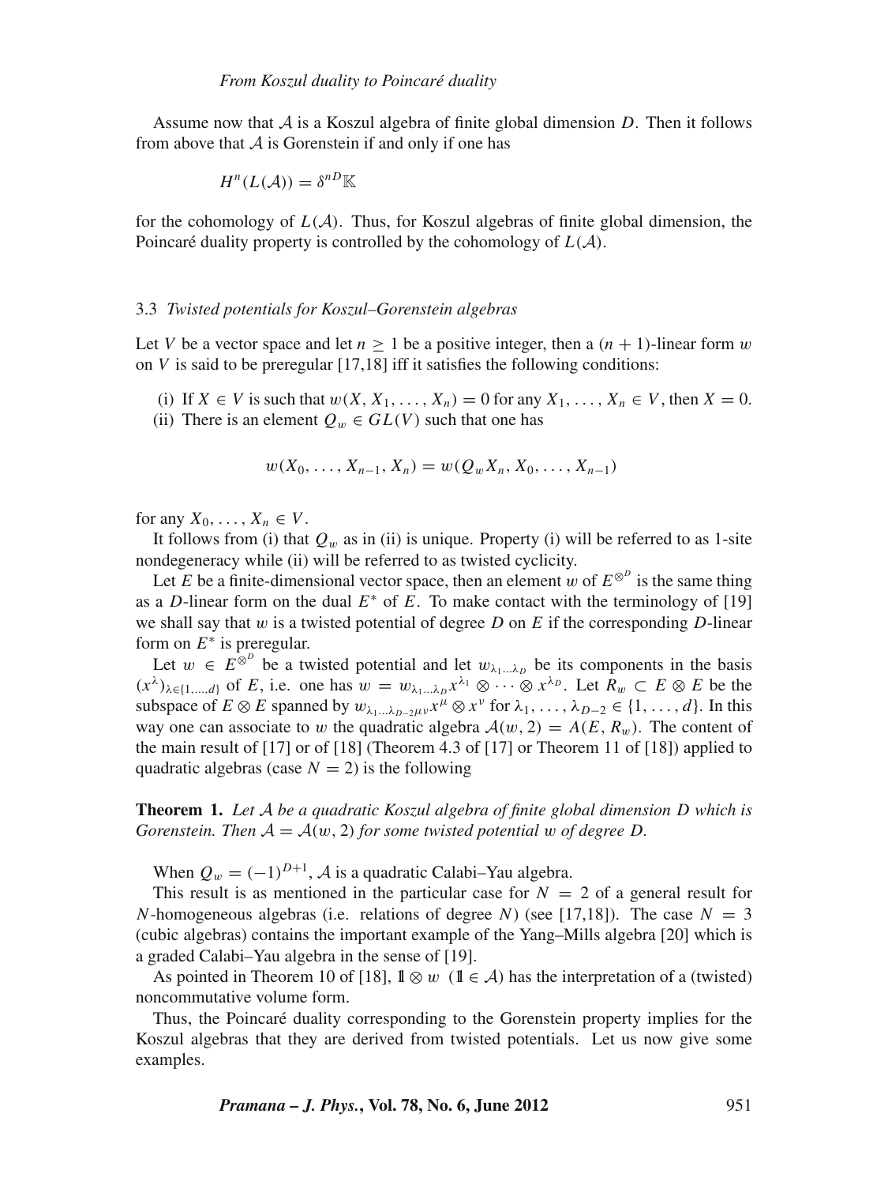Assume now that $\mathcal{A}$ is a Koszul algebra of finite global dimension $D$. Then it follows from above that $\mathcal{A}$ is Gorenstein if and only if one has

$$H^n(L(\mathcal{A})) = \delta^{nD}\mathbb{K}$$

for the cohomology of $L(\mathcal{A})$. Thus, for Koszul algebras of finite global dimension, the Poincaré duality property is controlled by the cohomology of $L(\mathcal{A})$.

### 3.3 *Twisted potentials for Koszul–Gorenstein algebras*

Let $V$ be a vector space and let $n \geq 1$ be a positive integer, then a $(n+1)$-linear form $w$ on $V$ is said to be preregular [17,18] iff it satisfies the following conditions:

(i) If $X \in V$ is such that $w(X, X_1, \ldots, X_n) = 0$ for any $X_1, \ldots, X_n \in V$, then $X = 0$.
(ii) There is an element $Q_w \in GL(V)$ such that one has

$$w(X_0, \ldots, X_{n-1}, X_n) = w(Q_w X_n, X_0, \ldots, X_{n-1})$$

for any $X_0, \ldots, X_n \in V$.

It follows from (i) that $Q_w$ as in (ii) is unique. Property (i) will be referred to as 1-site nondegeneracy while (ii) will be referred to as twisted cyclicity.

Let $E$ be a finite-dimensional vector space, then an element $w$ of $E^{\otimes^D}$ is the same thing as a $D$-linear form on the dual $E^*$ of $E$. To make contact with the terminology of [19] we shall say that $w$ is a twisted potential of degree $D$ on $E$ if the corresponding $D$-linear form on $E^*$ is preregular.

Let $w \in E^{\otimes^D}$ be a twisted potential and let $w_{\lambda_1 \ldots \lambda_D}$ be its components in the basis $(x^\lambda)_{\lambda \in \{1,\ldots,d\}}$ of $E$, i.e. one has $w = w_{\lambda_1 \ldots \lambda_D} x^{\lambda_1} \otimes \cdots \otimes x^{\lambda_D}$. Let $R_w \subset E \otimes E$ be the subspace of $E \otimes E$ spanned by $w_{\lambda_1 \ldots \lambda_{D-2} \mu\nu} x^\mu \otimes x^\nu$ for $\lambda_1, \ldots, \lambda_{D-2} \in \{1, \ldots, d\}$. In this way one can associate to $w$ the quadratic algebra $\mathcal{A}(w, 2) = A(E, R_w)$. The content of the main result of [17] or of [18] (Theorem 4.3 of [17] or Theorem 11 of [18]) applied to quadratic algebras (case $N = 2$) is the following

**Theorem 1.** *Let $\mathcal{A}$ be a quadratic Koszul algebra of finite global dimension $D$ which is Gorenstein. Then $\mathcal{A} = \mathcal{A}(w, 2)$ for some twisted potential $w$ of degree $D$.*

When $Q_w = (-1)^{D+1}$, $\mathcal{A}$ is a quadratic Calabi–Yau algebra.

This result is as mentioned in the particular case for $N = 2$ of a general result for $N$-homogeneous algebras (i.e. relations of degree $N$) (see [17,18]). The case $N = 3$ (cubic algebras) contains the important example of the Yang–Mills algebra [20] which is a graded Calabi–Yau algebra in the sense of [19].

As pointed in Theorem 10 of [18], $\mathbb{1} \otimes w$ ($\mathbb{1} \in \mathcal{A}$) has the interpretation of a (twisted) noncommutative volume form.

Thus, the Poincaré duality corresponding to the Gorenstein property implies for the Koszul algebras that they are derived from twisted potentials. Let us now give some examples.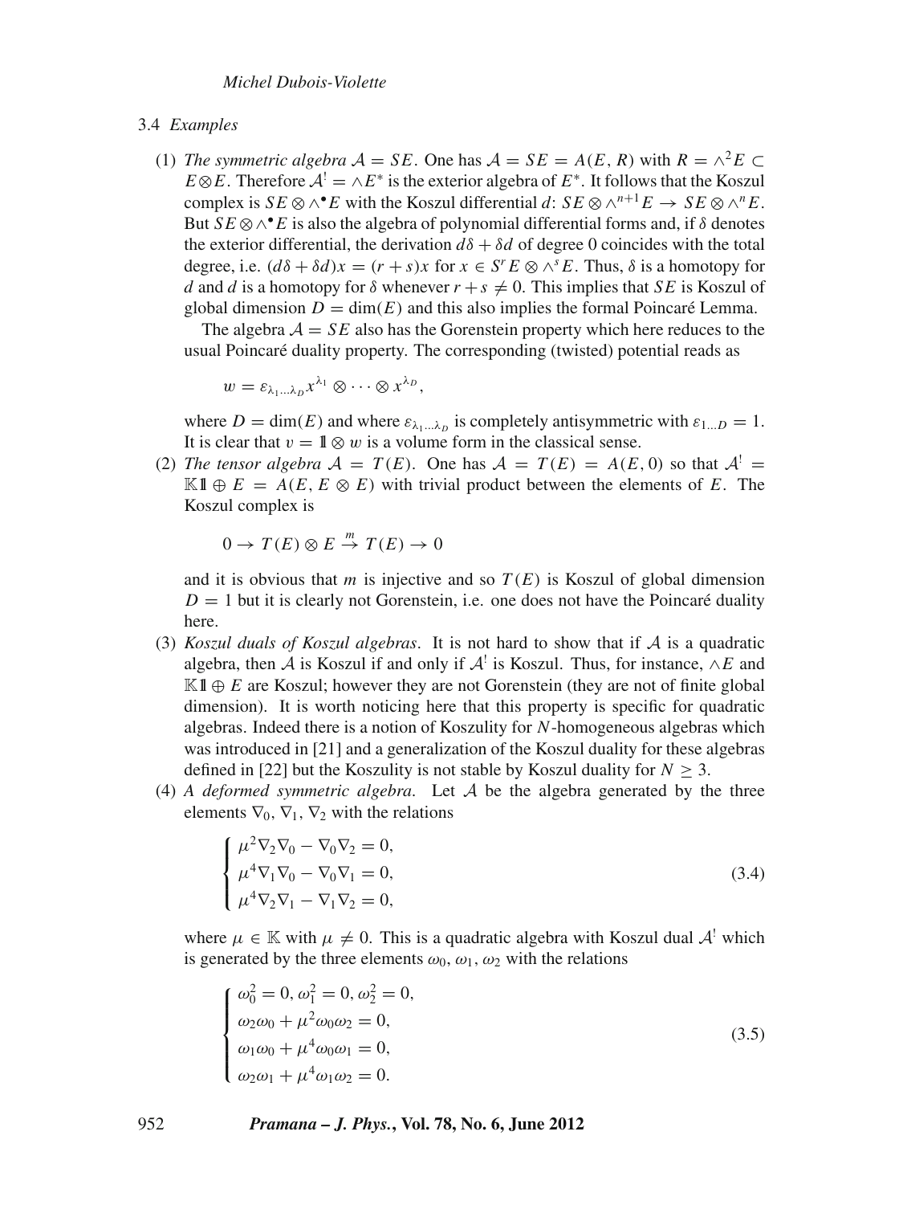### 3.4 *Examples*

(1) *The symmetric algebra* $\mathcal{A} = SE$. One has $\mathcal{A} = SE = A(E, R)$ with $R = \wedge^2 E \subset E \otimes E$. Therefore $\mathcal{A}^! = \wedge E^*$ is the exterior algebra of $E^*$. It follows that the Koszul complex is $SE \otimes \wedge^\bullet E$ with the Koszul differential $d \colon SE \otimes \wedge^{n+1} E \to SE \otimes \wedge^n E$. But $SE \otimes \wedge^\bullet E$ is also the algebra of polynomial differential forms and, if $\delta$ denotes the exterior differential, the derivation $d\delta + \delta d$ of degree 0 coincides with the total degree, i.e. $(d\delta + \delta d)x = (r + s)x$ for $x \in S^r E \otimes \wedge^s E$. Thus, $\delta$ is a homotopy for $d$ and $d$ is a homotopy for $\delta$ whenever $r + s \neq 0$. This implies that $SE$ is Koszul of global dimension $D = \dim(E)$ and this also implies the formal Poincaré Lemma.

The algebra $\mathcal{A} = SE$ also has the Gorenstein property which here reduces to the usual Poincaré duality property. The corresponding (twisted) potential reads as

$$w = \varepsilon_{\lambda_1 \dots \lambda_D} x^{\lambda_1} \otimes \cdots \otimes x^{\lambda_D},$$

where $D = \dim(E)$ and where $\varepsilon_{\lambda_1 \dots \lambda_D}$ is completely antisymmetric with $\varepsilon_{1 \dots D} = 1$. It is clear that $v = \mathbb{1} \otimes w$ is a volume form in the classical sense.

(2) *The tensor algebra* $\mathcal{A} = T(E)$. One has $\mathcal{A} = T(E) = A(E, 0)$ so that $\mathcal{A}^! = \mathbb{K}\mathbb{1} \oplus E = A(E, E \otimes E)$ with trivial product between the elements of $E$. The Koszul complex is

$$0 \to T(E) \otimes E \overset{m}{\to} T(E) \to 0$$

and it is obvious that $m$ is injective and so $T(E)$ is Koszul of global dimension $D = 1$ but it is clearly not Gorenstein, i.e. one does not have the Poincaré duality here.

(3) *Koszul duals of Koszul algebras*. It is not hard to show that if $\mathcal{A}$ is a quadratic algebra, then $\mathcal{A}$ is Koszul if and only if $\mathcal{A}^!$ is Koszul. Thus, for instance, $\wedge E$ and $\mathbb{K}\mathbb{1} \oplus E$ are Koszul; however they are not Gorenstein (they are not of finite global dimension). It is worth noticing here that this property is specific for quadratic algebras. Indeed there is a notion of Koszulity for $N$-homogeneous algebras which was introduced in [21] and a generalization of the Koszul duality for these algebras defined in [22] but the Koszulity is not stable by Koszul duality for $N \geq 3$.

(4) *A deformed symmetric algebra*. Let $\mathcal{A}$ be the algebra generated by the three elements $\nabla_0$, $\nabla_1$, $\nabla_2$ with the relations

$$\begin{cases} \mu^2 \nabla_2 \nabla_0 - \nabla_0 \nabla_2 = 0, \\ \mu^4 \nabla_1 \nabla_0 - \nabla_0 \nabla_1 = 0, \\ \mu^4 \nabla_2 \nabla_1 - \nabla_1 \nabla_2 = 0, \end{cases} \tag{3.4}$$

where $\mu \in \mathbb{K}$ with $\mu \neq 0$. This is a quadratic algebra with Koszul dual $\mathcal{A}^!$ which is generated by the three elements $\omega_0$, $\omega_1$, $\omega_2$ with the relations

$$\begin{cases} \omega_0^2 = 0, \omega_1^2 = 0, \omega_2^2 = 0, \\ \omega_2 \omega_0 + \mu^2 \omega_0 \omega_2 = 0, \\ \omega_1 \omega_0 + \mu^4 \omega_0 \omega_1 = 0, \\ \omega_2 \omega_1 + \mu^4 \omega_1 \omega_2 = 0. \end{cases} \tag{3.5}$$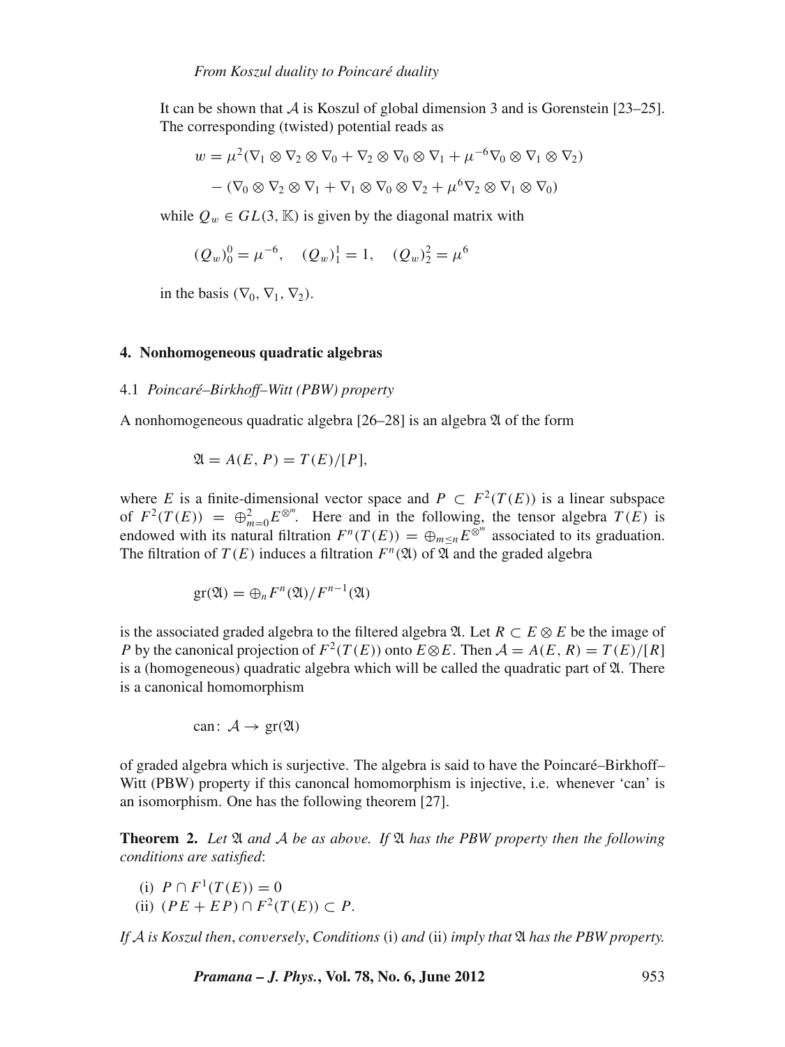It can be shown that $\mathcal{A}$ is Koszul of global dimension 3 and is Gorenstein [23–25]. The corresponding (twisted) potential reads as

$$w = \mu^2(\nabla_1 \otimes \nabla_2 \otimes \nabla_0 + \nabla_2 \otimes \nabla_0 \otimes \nabla_1 + \mu^{-6}\nabla_0 \otimes \nabla_1 \otimes \nabla_2)$$

$$- (\nabla_0 \otimes \nabla_2 \otimes \nabla_1 + \nabla_1 \otimes \nabla_0 \otimes \nabla_2 + \mu^6 \nabla_2 \otimes \nabla_1 \otimes \nabla_0)$$

while $Q_w \in GL(3, \mathbb{K})$ is given by the diagonal matrix with

$$(Q_w)^0_0 = \mu^{-6}, \quad (Q_w)^1_1 = 1, \quad (Q_w)^2_2 = \mu^6$$

in the basis $(\nabla_0, \nabla_1, \nabla_2)$.

## 4. Nonhomogeneous quadratic algebras

### 4.1 *Poincaré–Birkhoff–Witt (PBW) property*

A nonhomogeneous quadratic algebra [26–28] is an algebra $\mathfrak{A}$ of the form

$$\mathfrak{A} = A(E, P) = T(E)/[P],$$

where $E$ is a finite-dimensional vector space and $P \subset F^2(T(E))$ is a linear subspace of $F^2(T(E)) = \oplus_{m=0}^{2} E^{\otimes^m}$. Here and in the following, the tensor algebra $T(E)$ is endowed with its natural filtration $F^n(T(E)) = \oplus_{m \leq n} E^{\otimes^m}$ associated to its graduation. The filtration of $T(E)$ induces a filtration $F^n(\mathfrak{A})$ of $\mathfrak{A}$ and the graded algebra

$$\mathrm{gr}(\mathfrak{A}) = \oplus_n F^n(\mathfrak{A})/F^{n-1}(\mathfrak{A})$$

is the associated graded algebra to the filtered algebra $\mathfrak{A}$. Let $R \subset E \otimes E$ be the image of $P$ by the canonical projection of $F^2(T(E))$ onto $E \otimes E$. Then $\mathcal{A} = A(E, R) = T(E)/[R]$ is a (homogeneous) quadratic algebra which will be called the quadratic part of $\mathfrak{A}$. There is a canonical homomorphism

$$\mathrm{can}\colon \mathcal{A} \to \mathrm{gr}(\mathfrak{A})$$

of graded algebra which is surjective. The algebra is said to have the Poincaré–Birkhoff–Witt (PBW) property if this canoncal homomorphism is injective, i.e. whenever 'can' is an isomorphism. One has the following theorem [27].

**Theorem 2.** *Let $\mathfrak{A}$ and $\mathcal{A}$ be as above. If $\mathfrak{A}$ has the PBW property then the following conditions are satisfied*:

(i) $P \cap F^1(T(E)) = 0$
(ii) $(PE + EP) \cap F^2(T(E)) \subset P$.

*If $\mathcal{A}$ is Koszul then*, *conversely*, *Conditions* (i) *and* (ii) *imply that $\mathfrak{A}$ has the PBW property.*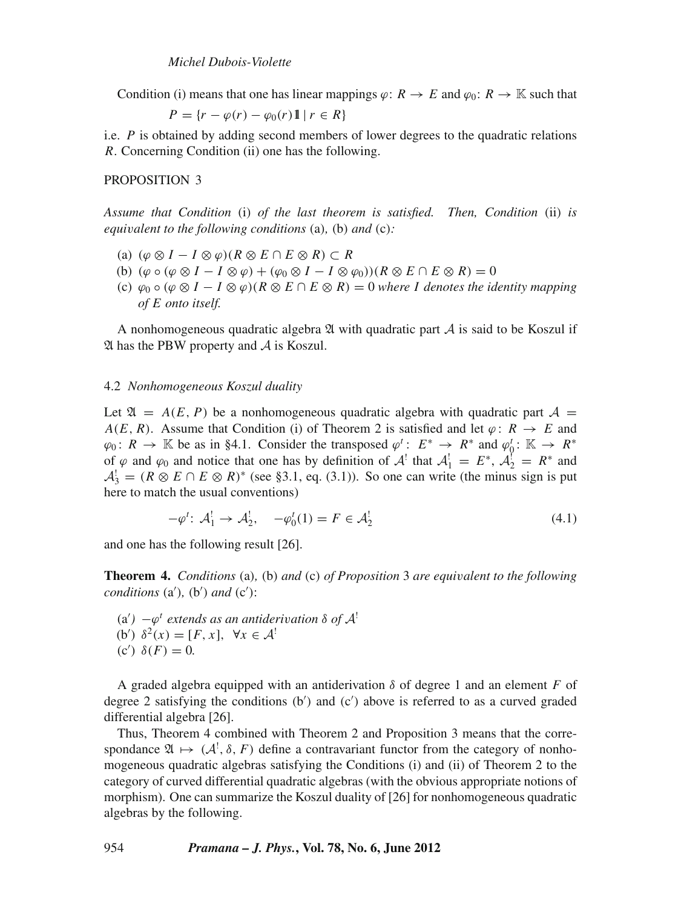Condition (i) means that one has linear mappings $\varphi\colon R \to E$ and $\varphi_0\colon R \to \mathbb{K}$ such that

$$P = \{r - \varphi(r) - \varphi_0(r)\mathbb{1} \mid r \in R\}$$

i.e. $P$ is obtained by adding second members of lower degrees to the quadratic relations $R$. Concerning Condition (ii) one has the following.

PROPOSITION 3

*Assume that Condition* (i) *of the last theorem is satisfied. Then, Condition* (ii) *is equivalent to the following conditions* (a), (b) *and* (c)*:*

- (a) $(\varphi \otimes I - I \otimes \varphi)(R \otimes E \cap E \otimes R) \subset R$
- (b) $(\varphi \circ (\varphi \otimes I - I \otimes \varphi) + (\varphi_0 \otimes I - I \otimes \varphi_0))(R \otimes E \cap E \otimes R) = 0$
- (c) $\varphi_0 \circ (\varphi \otimes I - I \otimes \varphi)(R \otimes E \cap E \otimes R) = 0$ *where $I$ denotes the identity mapping of $E$ onto itself.*

A nonhomogeneous quadratic algebra $\mathfrak{A}$ with quadratic part $\mathcal{A}$ is said to be Koszul if $\mathfrak{A}$ has the PBW property and $\mathcal{A}$ is Koszul.

### 4.2 *Nonhomogeneous Koszul duality*

Let $\mathfrak{A} = A(E, P)$ be a nonhomogeneous quadratic algebra with quadratic part $\mathcal{A} = A(E, R)$. Assume that Condition (i) of Theorem 2 is satisfied and let $\varphi\colon R \to E$ and $\varphi_0\colon R \to \mathbb{K}$ be as in §4.1. Consider the transposed $\varphi^t\colon E^* \to R^*$ and $\varphi_0^t\colon \mathbb{K} \to R^*$ of $\varphi$ and $\varphi_0$ and notice that one has by definition of $\mathcal{A}^!$ that $\mathcal{A}^!_1 = E^*$, $\mathcal{A}^!_2 = R^*$ and $\mathcal{A}^!_3 = (R \otimes E \cap E \otimes R)^*$ (see §3.1, eq. (3.1)). So one can write (the minus sign is put here to match the usual conventions)

$$-\varphi^t\colon \mathcal{A}^!_1 \to \mathcal{A}^!_2, \quad -\varphi_0^t(1) = F \in \mathcal{A}^!_2 \tag{4.1}$$

and one has the following result [26].

**Theorem 4.** *Conditions* (a), (b) *and* (c) *of Proposition* 3 *are equivalent to the following conditions* (a′), (b′) *and* (c′):

- (a′) $-\varphi^t$ *extends as an antiderivation $\delta$ of $\mathcal{A}^!$*
- (b′) $\delta^2(x) = [F, x], \ \forall x \in \mathcal{A}^!$
- (c′) $\delta(F) = 0$.

A graded algebra equipped with an antiderivation $\delta$ of degree 1 and an element $F$ of degree 2 satisfying the conditions (b′) and (c′) above is referred to as a curved graded differential algebra [26].

Thus, Theorem 4 combined with Theorem 2 and Proposition 3 means that the correspondance $\mathfrak{A} \mapsto (\mathcal{A}^!, \delta, F)$ define a contravariant functor from the category of nonhomogeneous quadratic algebras satisfying the Conditions (i) and (ii) of Theorem 2 to the category of curved differential quadratic algebras (with the obvious appropriate notions of morphism). One can summarize the Koszul duality of [26] for nonhomogeneous quadratic algebras by the following.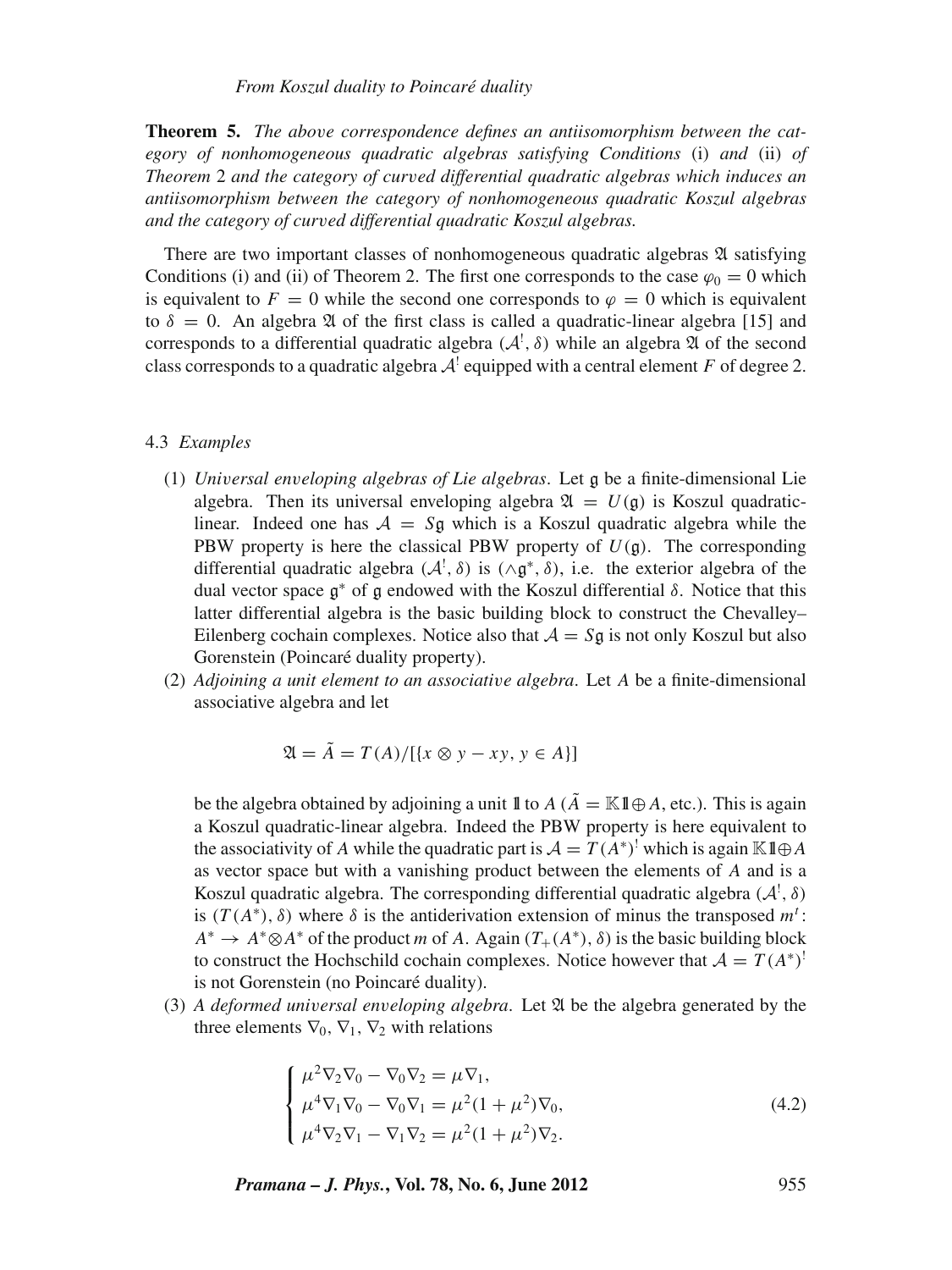**Theorem 5.** *The above correspondence defines an antiisomorphism between the category of nonhomogeneous quadratic algebras satisfying Conditions* (i) *and* (ii) *of Theorem* 2 *and the category of curved differential quadratic algebras which induces an antiisomorphism between the category of nonhomogeneous quadratic Koszul algebras and the category of curved differential quadratic Koszul algebras.*

There are two important classes of nonhomogeneous quadratic algebras $\mathfrak{A}$ satisfying Conditions (i) and (ii) of Theorem 2. The first one corresponds to the case $\varphi_0 = 0$ which is equivalent to $F = 0$ while the second one corresponds to $\varphi = 0$ which is equivalent to $\delta = 0$. An algebra $\mathfrak{A}$ of the first class is called a quadratic-linear algebra [15] and corresponds to a differential quadratic algebra $(\mathcal{A}^!, \delta)$ while an algebra $\mathfrak{A}$ of the second class corresponds to a quadratic algebra $\mathcal{A}^!$ equipped with a central element $F$ of degree 2.

### 4.3 *Examples*

(1) *Universal enveloping algebras of Lie algebras*. Let $\mathfrak{g}$ be a finite-dimensional Lie algebra. Then its universal enveloping algebra $\mathfrak{A} = U(\mathfrak{g})$ is Koszul quadratic-linear. Indeed one has $\mathcal{A} = S\mathfrak{g}$ which is a Koszul quadratic algebra while the PBW property is here the classical PBW property of $U(\mathfrak{g})$. The corresponding differential quadratic algebra $(\mathcal{A}^!, \delta)$ is $(\wedge\mathfrak{g}^*, \delta)$, i.e. the exterior algebra of the dual vector space $\mathfrak{g}^*$ of $\mathfrak{g}$ endowed with the Koszul differential $\delta$. Notice that this latter differential algebra is the basic building block to construct the Chevalley–Eilenberg cochain complexes. Notice also that $\mathcal{A} = S\mathfrak{g}$ is not only Koszul but also Gorenstein (Poincaré duality property).

(2) *Adjoining a unit element to an associative algebra*. Let $A$ be a finite-dimensional associative algebra and let

$$\mathfrak{A} = \tilde{A} = T(A)/[\{x \otimes y - xy,\, y \in A\}]$$

be the algebra obtained by adjoining a unit $\mathbb{1}$ to $A$ ($\tilde{A} = \mathbb{K}\mathbb{1} \oplus A$, etc.). This is again a Koszul quadratic-linear algebra. Indeed the PBW property is here equivalent to the associativity of $A$ while the quadratic part is $\mathcal{A} = T(A^*)^!$ which is again $\mathbb{K}\mathbb{1} \oplus A$ as vector space but with a vanishing product between the elements of $A$ and is a Koszul quadratic algebra. The corresponding differential quadratic algebra $(\mathcal{A}^!, \delta)$ is $(T(A^*), \delta)$ where $\delta$ is the antiderivation extension of minus the transposed $m^t$: $A^* \to A^* \otimes A^*$ of the product $m$ of $A$. Again $(T_+(A^*), \delta)$ is the basic building block to construct the Hochschild cochain complexes. Notice however that $\mathcal{A} = T(A^*)^!$ is not Gorenstein (no Poincaré duality).

(3) *A deformed universal enveloping algebra*. Let $\mathfrak{A}$ be the algebra generated by the three elements $\nabla_0$, $\nabla_1$, $\nabla_2$ with relations

$$\begin{cases} \mu^2 \nabla_2 \nabla_0 - \nabla_0 \nabla_2 = \mu \nabla_1, \\ \mu^4 \nabla_1 \nabla_0 - \nabla_0 \nabla_1 = \mu^2 (1 + \mu^2) \nabla_0, \\ \mu^4 \nabla_2 \nabla_1 - \nabla_1 \nabla_2 = \mu^2 (1 + \mu^2) \nabla_2. \end{cases} \tag{4.2}$$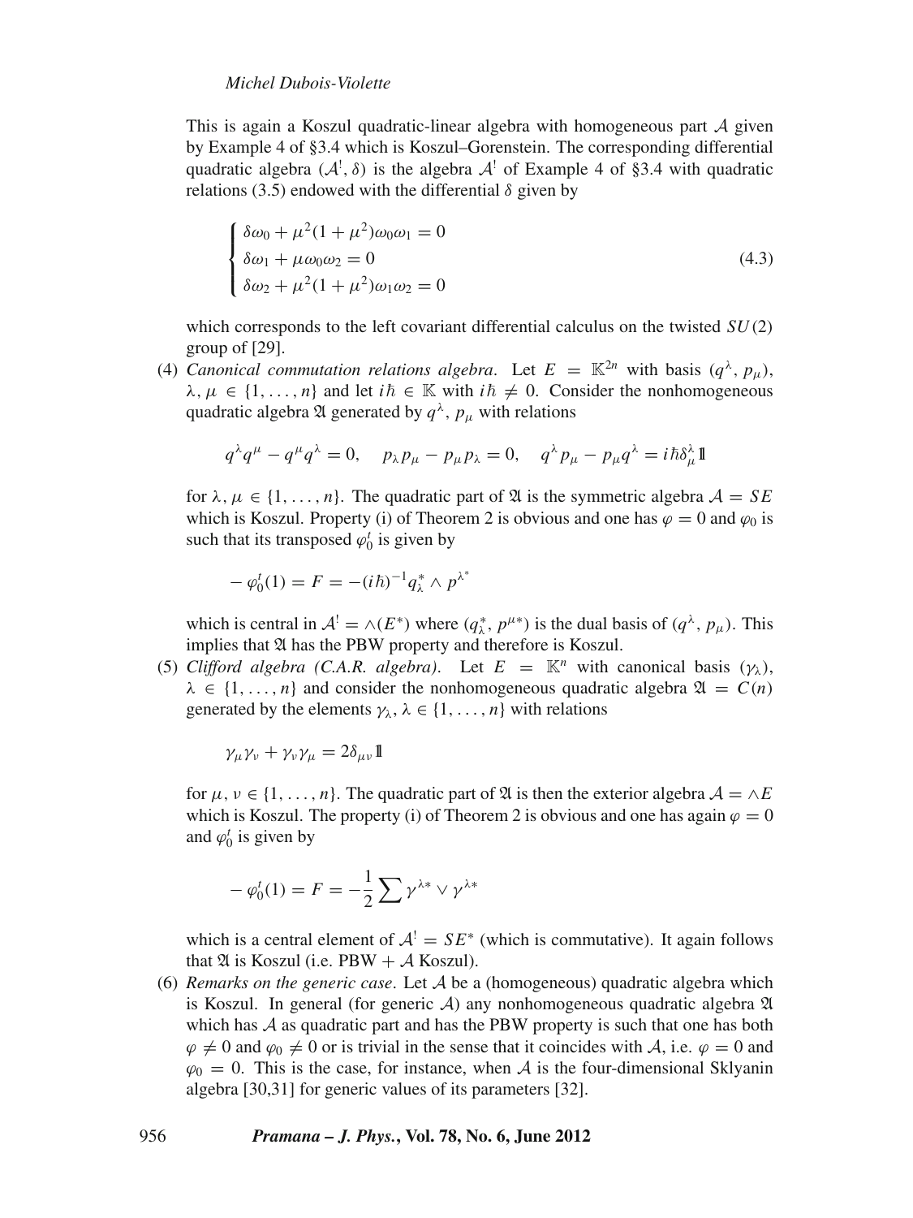This is again a Koszul quadratic-linear algebra with homogeneous part $\mathcal{A}$ given by Example 4 of §3.4 which is Koszul–Gorenstein. The corresponding differential quadratic algebra $(\mathcal{A}^!, \delta)$ is the algebra $\mathcal{A}^!$ of Example 4 of §3.4 with quadratic relations (3.5) endowed with the differential $\delta$ given by

$$\begin{cases} \delta\omega_0 + \mu^2(1+\mu^2)\omega_0\omega_1 = 0 \\ \delta\omega_1 + \mu\omega_0\omega_2 = 0 \\ \delta\omega_2 + \mu^2(1+\mu^2)\omega_1\omega_2 = 0 \end{cases} \tag{4.3}$$

which corresponds to the left covariant differential calculus on the twisted $SU(2)$ group of [29].

(4) *Canonical commutation relations algebra*. Let $E = \mathbb{K}^{2n}$ with basis $(q^\lambda, p_\mu)$, $\lambda, \mu \in \{1, \ldots, n\}$ and let $i\hbar \in \mathbb{K}$ with $i\hbar \neq 0$. Consider the nonhomogeneous quadratic algebra $\mathfrak{A}$ generated by $q^\lambda$, $p_\mu$ with relations

$$q^\lambda q^\mu - q^\mu q^\lambda = 0, \quad p_\lambda p_\mu - p_\mu p_\lambda = 0, \quad q^\lambda p_\mu - p_\mu q^\lambda = i\hbar \delta^\lambda_\mu \mathbb{1}$$

for $\lambda, \mu \in \{1, \ldots, n\}$. The quadratic part of $\mathfrak{A}$ is the symmetric algebra $\mathcal{A} = SE$ which is Koszul. Property (i) of Theorem 2 is obvious and one has $\varphi = 0$ and $\varphi_0$ is such that its transposed $\varphi_0^t$ is given by

$$-\varphi_0^t(1) = F = -(i\hbar)^{-1} q^*_\lambda \wedge p^{\lambda^*}$$

which is central in $\mathcal{A}^! = \wedge(E^*)$ where $(q^*_\lambda, p^{\mu*})$ is the dual basis of $(q^\lambda, p_\mu)$. This implies that $\mathfrak{A}$ has the PBW property and therefore is Koszul.

(5) *Clifford algebra (C.A.R. algebra)*. Let $E = \mathbb{K}^n$ with canonical basis $(\gamma_\lambda)$, $\lambda \in \{1, \ldots, n\}$ and consider the nonhomogeneous quadratic algebra $\mathfrak{A} = C(n)$ generated by the elements $\gamma_\lambda$, $\lambda \in \{1, \ldots, n\}$ with relations

$$\gamma_\mu\gamma_\nu + \gamma_\nu\gamma_\mu = 2\delta_{\mu\nu}\mathbb{1}$$

for $\mu, \nu \in \{1, \ldots, n\}$. The quadratic part of $\mathfrak{A}$ is then the exterior algebra $\mathcal{A} = \wedge E$ which is Koszul. The property (i) of Theorem 2 is obvious and one has again $\varphi = 0$ and $\varphi_0^t$ is given by

$$-\varphi_0^t(1) = F = -\frac{1}{2}\sum \gamma^{\lambda*} \vee \gamma^{\lambda*}$$

which is a central element of $\mathcal{A}^! = SE^*$ (which is commutative). It again follows that $\mathfrak{A}$ is Koszul (i.e. PBW + $\mathcal{A}$ Koszul).

(6) *Remarks on the generic case*. Let $\mathcal{A}$ be a (homogeneous) quadratic algebra which is Koszul. In general (for generic $\mathcal{A}$) any nonhomogeneous quadratic algebra $\mathfrak{A}$ which has $\mathcal{A}$ as quadratic part and has the PBW property is such that one has both $\varphi \neq 0$ and $\varphi_0 \neq 0$ or is trivial in the sense that it coincides with $\mathcal{A}$, i.e. $\varphi = 0$ and $\varphi_0 = 0$. This is the case, for instance, when $\mathcal{A}$ is the four-dimensional Sklyanin algebra [30,31] for generic values of its parameters [32].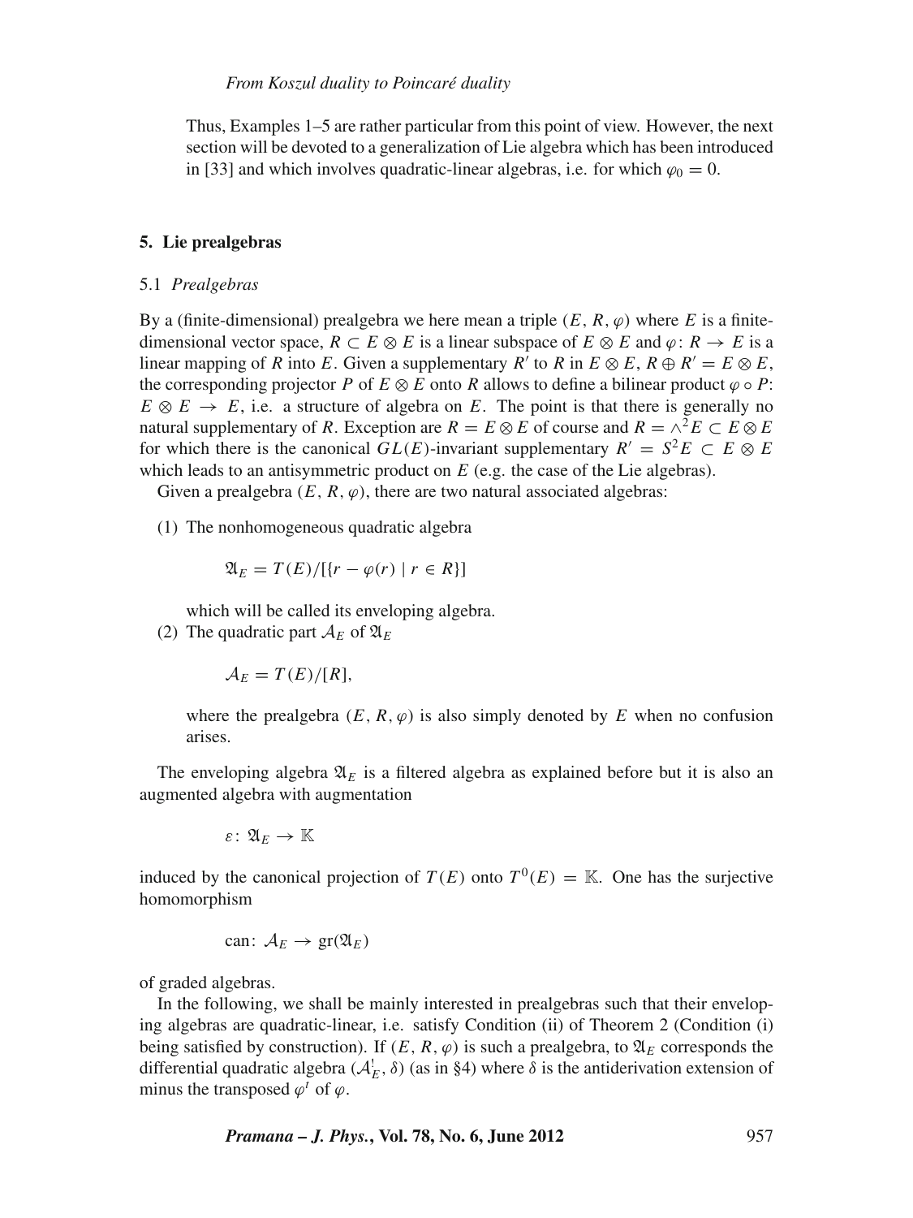Thus, Examples 1–5 are rather particular from this point of view. However, the next section will be devoted to a generalization of Lie algebra which has been introduced in [33] and which involves quadratic-linear algebras, i.e. for which $\varphi_0 = 0$.

## 5. Lie prealgebras

### 5.1 *Prealgebras*

By a (finite-dimensional) prealgebra we here mean a triple $(E, R, \varphi)$ where $E$ is a finite-dimensional vector space, $R \subset E \otimes E$ is a linear subspace of $E \otimes E$ and $\varphi \colon R \to E$ is a linear mapping of $R$ into $E$. Given a supplementary $R'$ to $R$ in $E \otimes E$, $R \oplus R' = E \otimes E$, the corresponding projector $P$ of $E \otimes E$ onto $R$ allows to define a bilinear product $\varphi \circ P$: $E \otimes E \to E$, i.e. a structure of algebra on $E$. The point is that there is generally no natural supplementary of $R$. Exception are $R = E \otimes E$ of course and $R = \wedge^2 E \subset E \otimes E$ for which there is the canonical $GL(E)$-invariant supplementary $R' = S^2 E \subset E \otimes E$ which leads to an antisymmetric product on $E$ (e.g. the case of the Lie algebras).

Given a prealgebra $(E, R, \varphi)$, there are two natural associated algebras:

(1) The nonhomogeneous quadratic algebra

$$\mathfrak{A}_E = T(E)/[\{r - \varphi(r) \mid r \in R\}]$$

which will be called its enveloping algebra.

(2) The quadratic part $\mathcal{A}_E$ of $\mathfrak{A}_E$

$$\mathcal{A}_E = T(E)/[R],$$

where the prealgebra $(E, R, \varphi)$ is also simply denoted by $E$ when no confusion arises.

The enveloping algebra $\mathfrak{A}_E$ is a filtered algebra as explained before but it is also an augmented algebra with augmentation

$$\varepsilon \colon \mathfrak{A}_E \to \mathbb{K}$$

induced by the canonical projection of $T(E)$ onto $T^0(E) = \mathbb{K}$. One has the surjective homomorphism

$$\text{can} \colon \mathcal{A}_E \to \text{gr}(\mathfrak{A}_E)$$

of graded algebras.

In the following, we shall be mainly interested in prealgebras such that their enveloping algebras are quadratic-linear, i.e. satisfy Condition (ii) of Theorem 2 (Condition (i) being satisfied by construction). If $(E, R, \varphi)$ is such a prealgebra, to $\mathfrak{A}_E$ corresponds the differential quadratic algebra $(\mathcal{A}^!_E, \delta)$ (as in §4) where $\delta$ is the antiderivation extension of minus the transposed $\varphi^t$ of $\varphi$.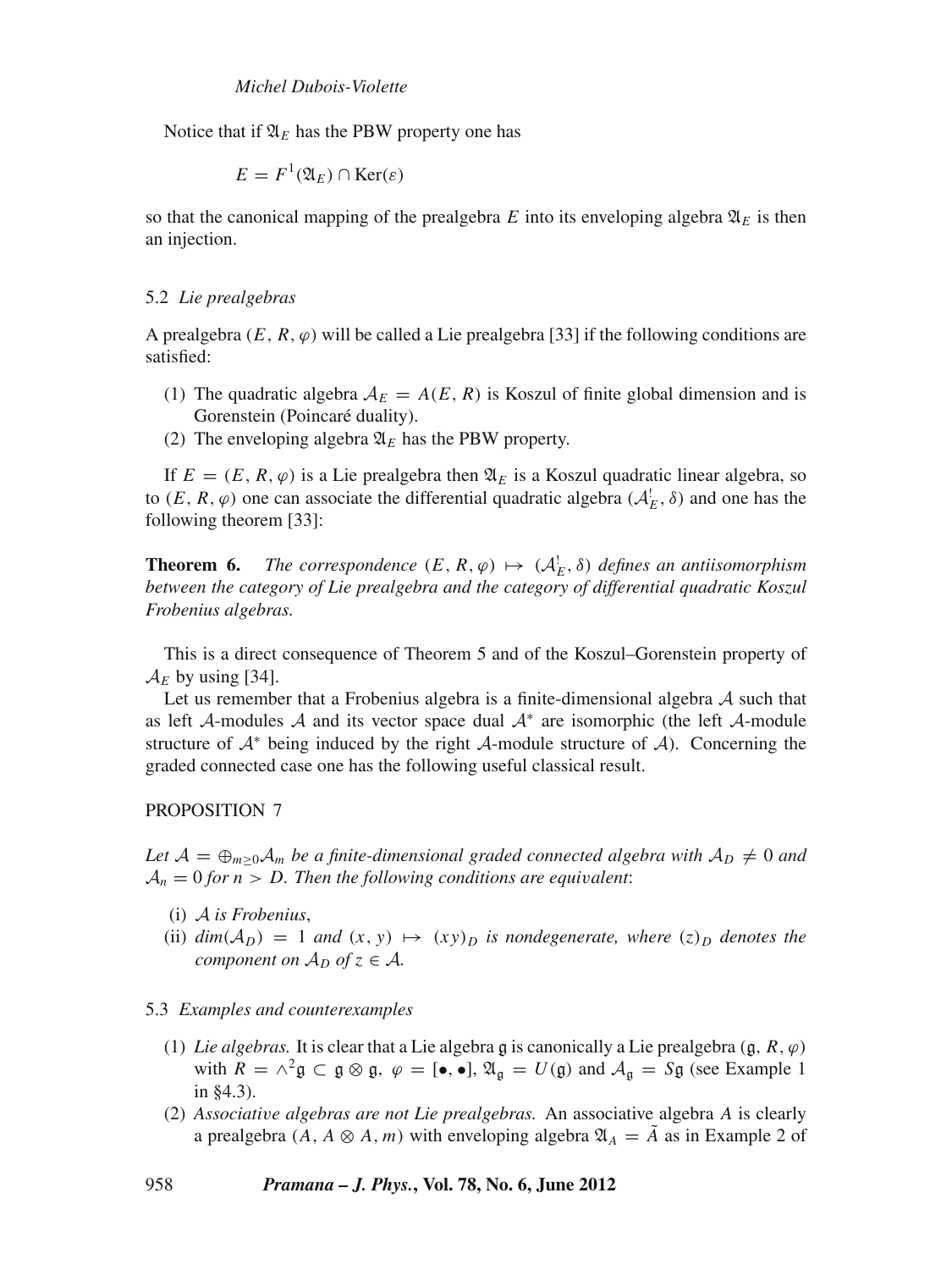Notice that if $\mathfrak{A}_E$ has the PBW property one has

$$E = F^1(\mathfrak{A}_E) \cap \mathrm{Ker}(\varepsilon)$$

so that the canonical mapping of the prealgebra $E$ into its enveloping algebra $\mathfrak{A}_E$ is then an injection.

### 5.2 *Lie prealgebras*

A prealgebra $(E, R, \varphi)$ will be called a Lie prealgebra [33] if the following conditions are satisfied:

1. The quadratic algebra $\mathcal{A}_E = A(E, R)$ is Koszul of finite global dimension and is Gorenstein (Poincaré duality).
2. The enveloping algebra $\mathfrak{A}_E$ has the PBW property.

If $E = (E, R, \varphi)$ is a Lie prealgebra then $\mathfrak{A}_E$ is a Koszul quadratic linear algebra, so to $(E, R, \varphi)$ one can associate the differential quadratic algebra $(\mathcal{A}^!_E, \delta)$ and one has the following theorem [33]:

**Theorem 6.** *The correspondence $(E, R, \varphi) \mapsto (\mathcal{A}^!_E, \delta)$ defines an antiisomorphism between the category of Lie prealgebra and the category of differential quadratic Koszul Frobenius algebras.*

This is a direct consequence of Theorem 5 and of the Koszul–Gorenstein property of $\mathcal{A}_E$ by using [34].

Let us remember that a Frobenius algebra is a finite-dimensional algebra $\mathcal{A}$ such that as left $\mathcal{A}$-modules $\mathcal{A}$ and its vector space dual $\mathcal{A}^*$ are isomorphic (the left $\mathcal{A}$-module structure of $\mathcal{A}^*$ being induced by the right $\mathcal{A}$-module structure of $\mathcal{A}$). Concerning the graded connected case one has the following useful classical result.

PROPOSITION 7

*Let $\mathcal{A} = \oplus_{m\geq 0}\mathcal{A}_m$ be a finite-dimensional graded connected algebra with $\mathcal{A}_D \neq 0$ and $\mathcal{A}_n = 0$ for $n > D$. Then the following conditions are equivalent*:

(i) *$\mathcal{A}$ is Frobenius*,

(ii) *$dim(\mathcal{A}_D) = 1$ and $(x, y) \mapsto (xy)_D$ is nondegenerate, where $(z)_D$ denotes the component on $\mathcal{A}_D$ of $z \in \mathcal{A}$.*

### 5.3 *Examples and counterexamples*

1. *Lie algebras.* It is clear that a Lie algebra $\mathfrak{g}$ is canonically a Lie prealgebra $(\mathfrak{g}, R, \varphi)$ with $R = \wedge^2\mathfrak{g} \subset \mathfrak{g} \otimes \mathfrak{g}$, $\varphi = [\bullet, \bullet]$, $\mathfrak{A}_\mathfrak{g} = U(\mathfrak{g})$ and $\mathcal{A}_\mathfrak{g} = S\mathfrak{g}$ (see Example 1 in §4.3).
2. *Associative algebras are not Lie prealgebras.* An associative algebra $A$ is clearly a prealgebra $(A, A \otimes A, m)$ with enveloping algebra $\mathfrak{A}_A = \tilde{A}$ as in Example 2 of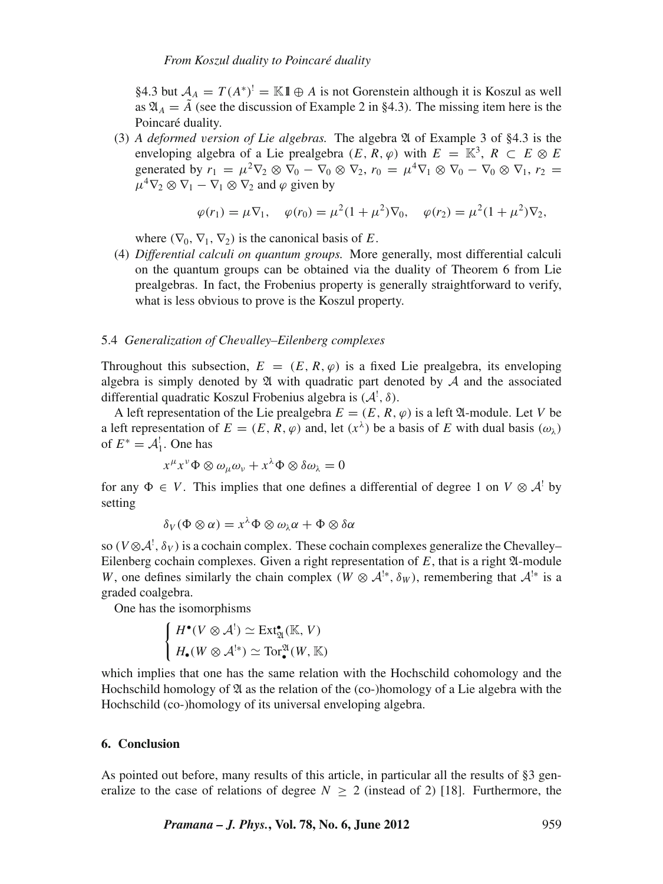§4.3 but $\mathcal{A}_A = T(A^*)^! = \mathbb{K}\mathbb{1} \oplus A$ is not Gorenstein although it is Koszul as well as $\mathfrak{A}_A = \tilde{A}$ (see the discussion of Example 2 in §4.3). The missing item here is the Poincaré duality.

(3) *A deformed version of Lie algebras.* The algebra $\mathfrak{A}$ of Example 3 of §4.3 is the enveloping algebra of a Lie prealgebra $(E, R, \varphi)$ with $E = \mathbb{K}^3$, $R \subset E \otimes E$ generated by $r_1 = \mu^2 \nabla_2 \otimes \nabla_0 - \nabla_0 \otimes \nabla_2$, $r_0 = \mu^4 \nabla_1 \otimes \nabla_0 - \nabla_0 \otimes \nabla_1$, $r_2 = \mu^4 \nabla_2 \otimes \nabla_1 - \nabla_1 \otimes \nabla_2$ and $\varphi$ given by

$$\varphi(r_1) = \mu \nabla_1, \quad \varphi(r_0) = \mu^2(1 + \mu^2)\nabla_0, \quad \varphi(r_2) = \mu^2(1 + \mu^2)\nabla_2,$$

where $(\nabla_0, \nabla_1, \nabla_2)$ is the canonical basis of $E$.

(4) *Differential calculi on quantum groups.* More generally, most differential calculi on the quantum groups can be obtained via the duality of Theorem 6 from Lie prealgebras. In fact, the Frobenius property is generally straightforward to verify, what is less obvious to prove is the Koszul property.

### 5.4 *Generalization of Chevalley–Eilenberg complexes*

Throughout this subsection, $E = (E, R, \varphi)$ is a fixed Lie prealgebra, its enveloping algebra is simply denoted by $\mathfrak{A}$ with quadratic part denoted by $\mathcal{A}$ and the associated differential quadratic Koszul Frobenius algebra is $(\mathcal{A}^!, \delta)$.

A left representation of the Lie prealgebra $E = (E, R, \varphi)$ is a left $\mathfrak{A}$-module. Let $V$ be a left representation of $E = (E, R, \varphi)$ and, let $(x^\lambda)$ be a basis of $E$ with dual basis $(\omega_\lambda)$ of $E^* = \mathcal{A}^!_1$. One has

$$x^\mu x^\nu \Phi \otimes \omega_\mu \omega_\nu + x^\lambda \Phi \otimes \delta\omega_\lambda = 0$$

for any $\Phi \in V$. This implies that one defines a differential of degree 1 on $V \otimes \mathcal{A}^!$ by setting

$$\delta_V(\Phi \otimes \alpha) = x^\lambda \Phi \otimes \omega_\lambda \alpha + \Phi \otimes \delta\alpha$$

so $(V \otimes \mathcal{A}^!, \delta_V)$ is a cochain complex. These cochain complexes generalize the Chevalley–Eilenberg cochain complexes. Given a right representation of $E$, that is a right $\mathfrak{A}$-module $W$, one defines similarly the chain complex $(W \otimes \mathcal{A}^{!*}, \delta_W)$, remembering that $\mathcal{A}^{!*}$ is a graded coalgebra.

One has the isomorphisms

$$\begin{cases} H^\bullet(V \otimes \mathcal{A}^!) \simeq \mathrm{Ext}^\bullet_{\mathfrak{A}}(\mathbb{K}, V) \\ H_\bullet(W \otimes \mathcal{A}^{!*}) \simeq \mathrm{Tor}^{\mathfrak{A}}_\bullet(W, \mathbb{K}) \end{cases}$$

which implies that one has the same relation with the Hochschild cohomology and the Hochschild homology of $\mathfrak{A}$ as the relation of the (co-)homology of a Lie algebra with the Hochschild (co-)homology of its universal enveloping algebra.

## 6. Conclusion

As pointed out before, many results of this article, in particular all the results of §3 generalize to the case of relations of degree $N \geq 2$ (instead of 2) [18]. Furthermore, the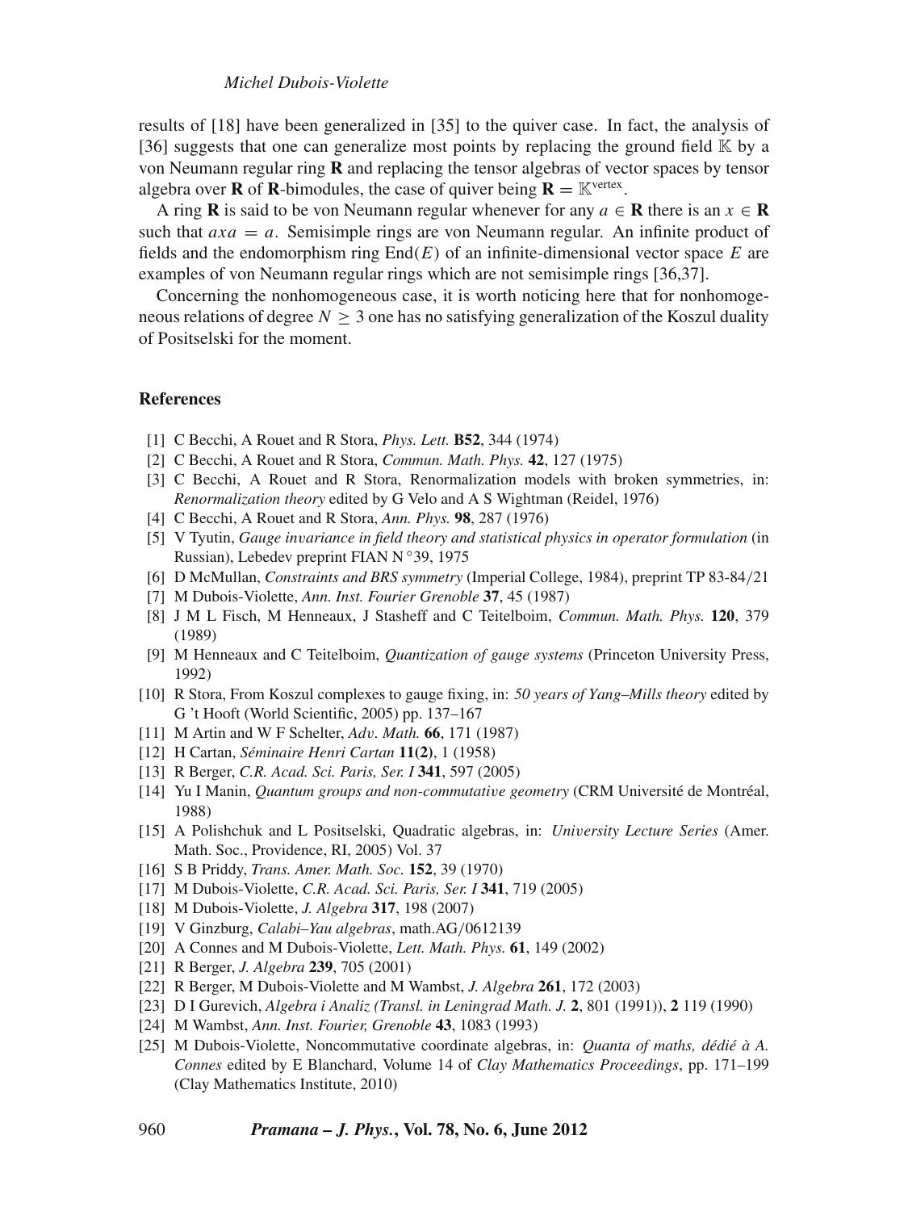results of [18] have been generalized in [35] to the quiver case. In fact, the analysis of [36] suggests that one can generalize most points by replacing the ground field $\mathbb{K}$ by a von Neumann regular ring $\mathbf{R}$ and replacing the tensor algebras of vector spaces by tensor algebra over $\mathbf{R}$ of $\mathbf{R}$-bimodules, the case of quiver being $\mathbf{R} = \mathbb{K}^{\text{vertex}}$.

A ring $\mathbf{R}$ is said to be von Neumann regular whenever for any $a \in \mathbf{R}$ there is an $x \in \mathbf{R}$ such that $axa = a$. Semisimple rings are von Neumann regular. An infinite product of fields and the endomorphism ring $\text{End}(E)$ of an infinite-dimensional vector space $E$ are examples of von Neumann regular rings which are not semisimple rings [36,37].

Concerning the nonhomogeneous case, it is worth noticing here that for nonhomogeneous relations of degree $N \geq 3$ one has no satisfying generalization of the Koszul duality of Positselski for the moment.

## References

[1] C Becchi, A Rouet and R Stora, *Phys. Lett.* **B52**, 344 (1974)

[2] C Becchi, A Rouet and R Stora, *Commun. Math. Phys.* **42**, 127 (1975)

[3] C Becchi, A Rouet and R Stora, Renormalization models with broken symmetries, in: *Renormalization theory* edited by G Velo and A S Wightman (Reidel, 1976)

[4] C Becchi, A Rouet and R Stora, *Ann. Phys.* **98**, 287 (1976)

[5] V Tyutin, *Gauge invariance in field theory and statistical physics in operator formulation* (in Russian), Lebedev preprint FIAN N$^\circ$39, 1975

[6] D McMullan, *Constraints and BRS symmetry* (Imperial College, 1984), preprint TP 83-84/21

[7] M Dubois-Violette, *Ann. Inst. Fourier Grenoble* **37**, 45 (1987)

[8] J M L Fisch, M Henneaux, J Stasheff and C Teitelboim, *Commun. Math. Phys.* **120**, 379 (1989)

[9] M Henneaux and C Teitelboim, *Quantization of gauge systems* (Princeton University Press, 1992)

[10] R Stora, From Koszul complexes to gauge fixing, in: *50 years of Yang–Mills theory* edited by G 't Hooft (World Scientific, 2005) pp. 137–167

[11] M Artin and W F Schelter, *Adv. Math.* **66**, 171 (1987)

[12] H Cartan, *Séminaire Henri Cartan* **11(2)**, 1 (1958)

[13] R Berger, *C.R. Acad. Sci. Paris, Ser. I* **341**, 597 (2005)

[14] Yu I Manin, *Quantum groups and non-commutative geometry* (CRM Université de Montréal, 1988)

[15] A Polishchuk and L Positselski, Quadratic algebras, in: *University Lecture Series* (Amer. Math. Soc., Providence, RI, 2005) Vol. 37

[16] S B Priddy, *Trans. Amer. Math. Soc.* **152**, 39 (1970)

[17] M Dubois-Violette, *C.R. Acad. Sci. Paris, Ser. I* **341**, 719 (2005)

[18] M Dubois-Violette, *J. Algebra* **317**, 198 (2007)

[19] V Ginzburg, *Calabi–Yau algebras*, math.AG/0612139

[20] A Connes and M Dubois-Violette, *Lett. Math. Phys.* **61**, 149 (2002)

[21] R Berger, *J. Algebra* **239**, 705 (2001)

[22] R Berger, M Dubois-Violette and M Wambst, *J. Algebra* **261**, 172 (2003)

[23] D I Gurevich, *Algebra i Analiz (Transl. in Leningrad Math. J.* **2**, 801 (1991)), **2** 119 (1990)

[24] M Wambst, *Ann. Inst. Fourier, Grenoble* **43**, 1083 (1993)

[25] M Dubois-Violette, Noncommutative coordinate algebras, in: *Quanta of maths, dédié à A. Connes* edited by E Blanchard, Volume 14 of *Clay Mathematics Proceedings*, pp. 171–199 (Clay Mathematics Institute, 2010)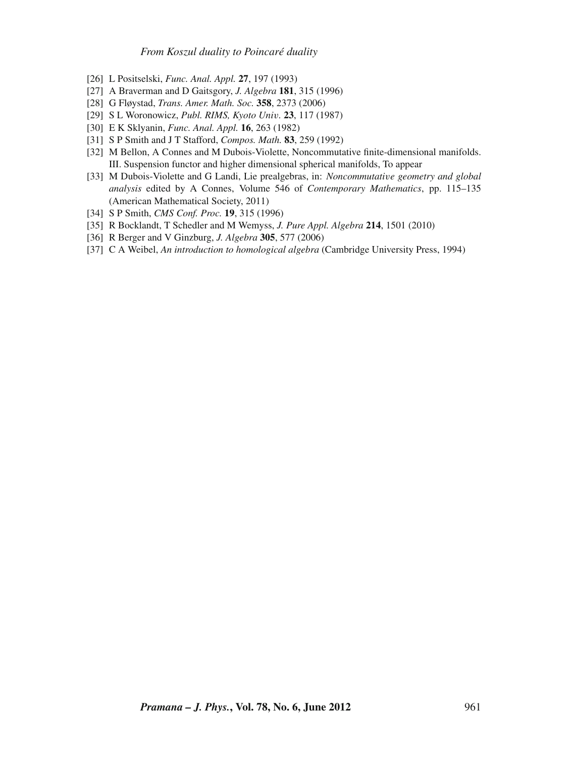[26] L Positselski, *Func. Anal. Appl.* **27**, 197 (1993)

[27] A Braverman and D Gaitsgory, *J. Algebra* **181**, 315 (1996)

[28] G Fløystad, *Trans. Amer. Math. Soc.* **358**, 2373 (2006)

[29] S L Woronowicz, *Publ. RIMS, Kyoto Univ*. **23**, 117 (1987)

[30] E K Sklyanin, *Func. Anal. Appl.* **16**, 263 (1982)

[31] S P Smith and J T Stafford, *Compos. Math.* **83**, 259 (1992)

[32] M Bellon, A Connes and M Dubois-Violette, Noncommutative finite-dimensional manifolds. III. Suspension functor and higher dimensional spherical manifolds, To appear

[33] M Dubois-Violette and G Landi, Lie prealgebras, in: *Noncommutative geometry and global analysis* edited by A Connes, Volume 546 of *Contemporary Mathematics*, pp. 115–135 (American Mathematical Society, 2011)

[34] S P Smith, *CMS Conf. Proc.* **19**, 315 (1996)

[35] R Bocklandt, T Schedler and M Wemyss, *J. Pure Appl. Algebra* **214**, 1501 (2010)

[36] R Berger and V Ginzburg, *J. Algebra* **305**, 577 (2006)

[37] C A Weibel, *An introduction to homological algebra* (Cambridge University Press, 1994)